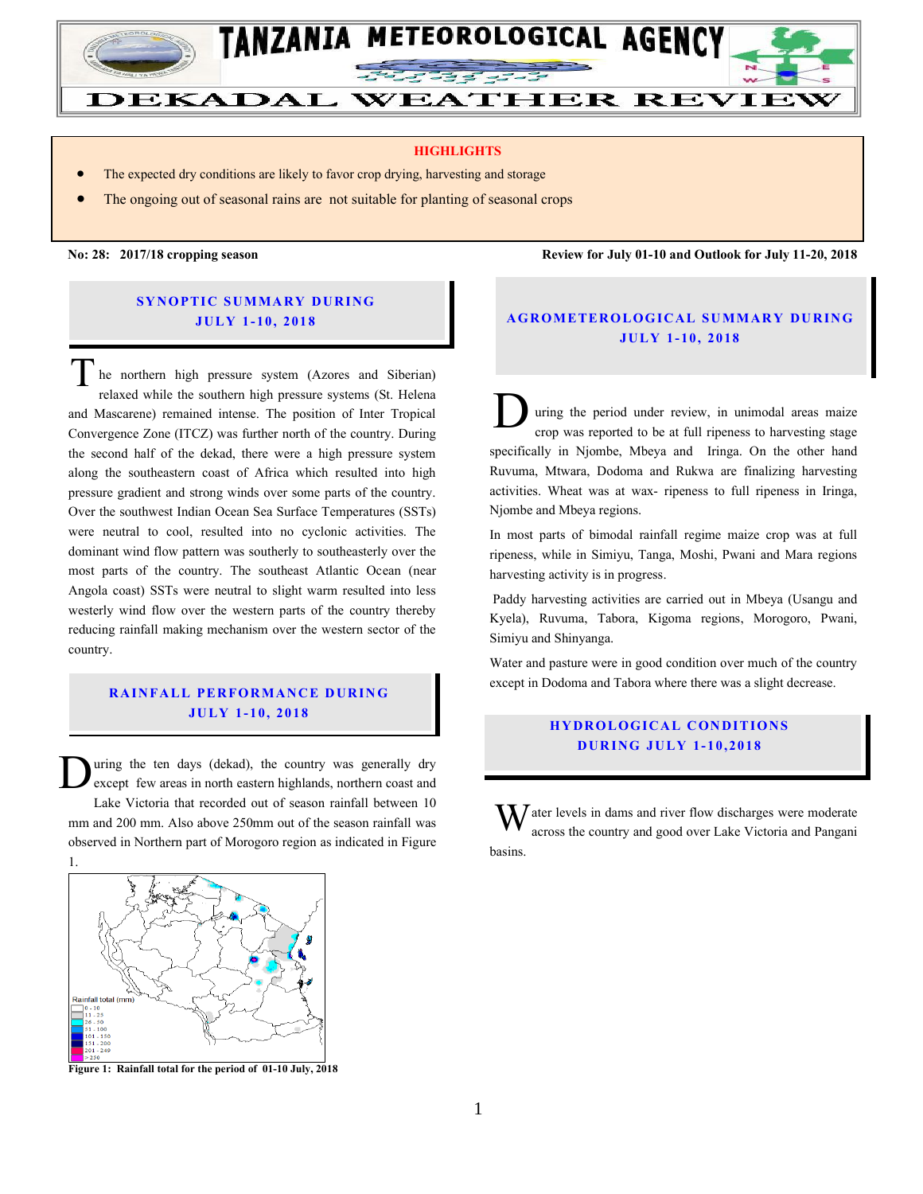# TANZANIA METEOROLOGICAL AGENCY

# DEKADAL WEATHER REVIEW

**HIGHLIGHTS**

- The expected dry conditions are likely to favor crop drying, harvesting and storage
- The ongoing out of seasonal rains are not suitable for planting of seasonal crops

**No: 28: 2017/18 cropping season** **Review for July 01-10 and Outlook for July 11-20, 2018**

## SYNOPTIC SUMMARY DURING JULY 1-10, 2018

The northern high pressure system (Azores and Siberian) relaxed while the southern high pressure systems (St. Helena and Mascarene) remained intense. The position of Inter Tropical Convergence Zone (ITCZ) was further north of the country. During the second half of the dekad, there were a high pressure system along the southeastern coast of Africa which resulted into high pressure gradient and strong winds over some parts of the country. Over the southwest Indian Ocean Sea Surface Temperatures (SSTs) were neutral to cool, resulted into no cyclonic activities. The dominant wind flow pattern was southerly to southeasterly over the most parts of the country. The southeast Atlantic Ocean (near Angola coast) SSTs were neutral to slight warm resulted into less westerly wind flow over the western parts of the country thereby reducing rainfall making mechanism over the western sector of the country.

## RAINFALL PERFORMANCE DURING JULY 1-10, 2018

During the ten days (dekad), the country was generally dry except few areas in north eastern highlands, northern coast and Lake Victoria that recorded out of season rainfall between 10 mm and 200 mm. Also above 250mm out of the season rainfall was observed in Northern part of Morogoro region as indicated in Figure 1.

Rainfall total (mm)
0 - 10
11 - 25
26 - 50
51 - 100
101 - 150
151 - 200
201 - 249
> 250

**Figure 1: Rainfall total for the period of 01-10 July, 2018**

## AGROMETEROLOGICAL SUMMARY DURING JULY 1-10, 2018

During the period under review, in unimodal areas maize crop was reported to be at full ripeness to harvesting stage specifically in Njombe, Mbeya and Iringa. On the other hand Ruvuma, Mtwara, Dodoma and Rukwa are finalizing harvesting activities. Wheat was at wax- ripeness to full ripeness in Iringa, Njombe and Mbeya regions.

In most parts of bimodal rainfall regime maize crop was at full ripeness, while in Simiyu, Tanga, Moshi, Pwani and Mara regions harvesting activity is in progress.

Paddy harvesting activities are carried out in Mbeya (Usangu and Kyela), Ruvuma, Tabora, Kigoma regions, Morogoro, Pwani, Simiyu and Shinyanga.

Water and pasture were in good condition over much of the country except in Dodoma and Tabora where there was a slight decrease.

## HYDROLOGICAL CONDITIONS DURING JULY 1-10,2018

Water levels in dams and river flow discharges were moderate across the country and good over Lake Victoria and Pangani basins.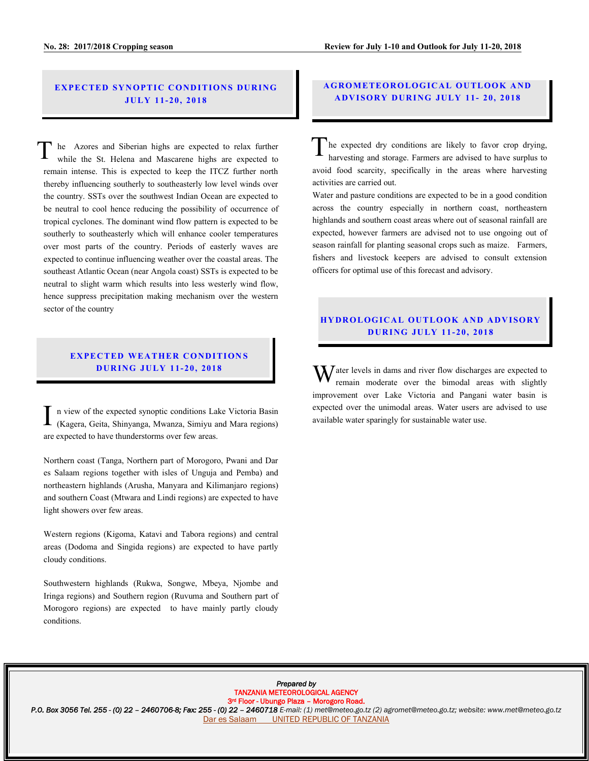## EXPECTED SYNOPTIC CONDITIONS DURING JULY 11-20, 2018

The Azores and Siberian highs are expected to relax further while the St. Helena and Mascarene highs are expected to remain intense. This is expected to keep the ITCZ further north thereby influencing southerly to southeasterly low level winds over the country. SSTs over the southwest Indian Ocean are expected to be neutral to cool hence reducing the possibility of occurrence of tropical cyclones. The dominant wind flow pattern is expected to be southerly to southeasterly which will enhance cooler temperatures over most parts of the country. Periods of easterly waves are expected to continue influencing weather over the coastal areas. The southeast Atlantic Ocean (near Angola coast) SSTs is expected to be neutral to slight warm which results into less westerly wind flow, hence suppress precipitation making mechanism over the western sector of the country

## EXPECTED WEATHER CONDITIONS DURING JULY 11-20, 2018

In view of the expected synoptic conditions Lake Victoria Basin (Kagera, Geita, Shinyanga, Mwanza, Simiyu and Mara regions) are expected to have thunderstorms over few areas.

Northern coast (Tanga, Northern part of Morogoro, Pwani and Dar es Salaam regions together with isles of Unguja and Pemba) and northeastern highlands (Arusha, Manyara and Kilimanjaro regions) and southern Coast (Mtwara and Lindi regions) are expected to have light showers over few areas.

Western regions (Kigoma, Katavi and Tabora regions) and central areas (Dodoma and Singida regions) are expected to have partly cloudy conditions.

Southwestern highlands (Rukwa, Songwe, Mbeya, Njombe and Iringa regions) and Southern region (Ruvuma and Southern part of Morogoro regions) are expected to have mainly partly cloudy conditions.

## AGROMETEOROLOGICAL OUTLOOK AND ADVISORY DURING JULY 11- 20, 2018

The expected dry conditions are likely to favor crop drying, harvesting and storage. Farmers are advised to have surplus to avoid food scarcity, specifically in the areas where harvesting activities are carried out.

Water and pasture conditions are expected to be in a good condition across the country especially in northern coast, northeastern highlands and southern coast areas where out of seasonal rainfall are expected, however farmers are advised not to use ongoing out of season rainfall for planting seasonal crops such as maize. Farmers, fishers and livestock keepers are advised to consult extension officers for optimal use of this forecast and advisory.

## HYDROLOGICAL OUTLOOK AND ADVISORY DURING JULY 11-20, 2018

Water levels in dams and river flow discharges are expected to remain moderate over the bimodal areas with slightly improvement over Lake Victoria and Pangani water basin is expected over the unimodal areas. Water users are advised to use available water sparingly for sustainable water use.

*Prepared by*
TANZANIA METEOROLOGICAL AGENCY
3rd Floor - Ubungo Plaza – Morogoro Road.
*P.O. Box 3056 Tel. 255 - (0) 22 – 2460706-8; Fax: 255 - (0) 22 – 2460718 E-mail: (1) met@meteo.go.tz (2) agromet@meteo.go.tz; website: www.met@meteo.go.tz*
Dar es Salaam UNITED REPUBLIC OF TANZANIA